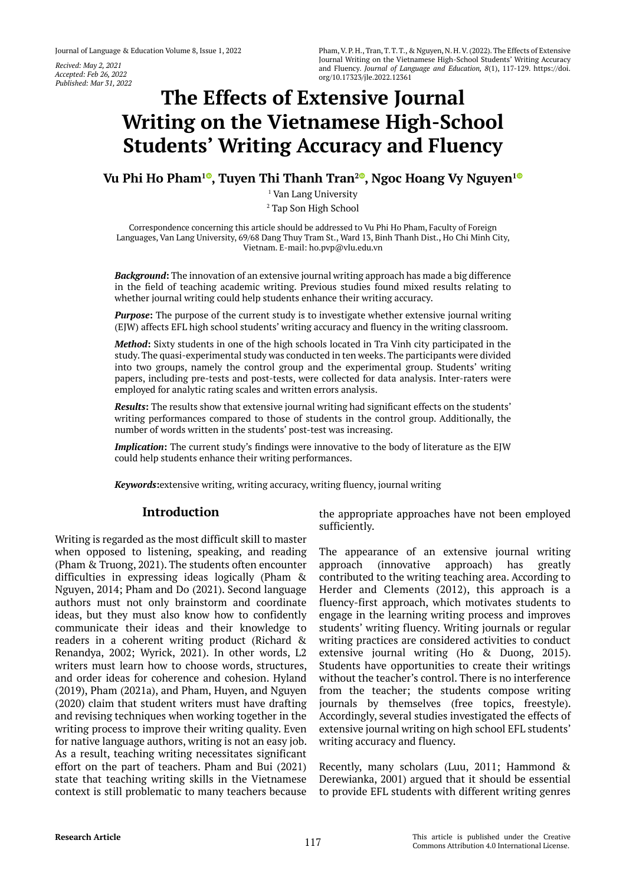*Recived: May 2, 2021*
*Accepted: Feb 26, 2022*
*Published: Mar 31, 2022*

Pham, V. P. H., Tran, T. T. T., & Nguyen, N. H. V. (2022). The Effects of Extensive Journal Writing on the Vietnamese High-School Students' Writing Accuracy and Fluency. *Journal of Language and Education, 8*(1), 117-129. https://doi.org/10.17323/jle.2022.12361

# The Effects of Extensive Journal Writing on the Vietnamese High-School Students' Writing Accuracy and Fluency

**Vu Phi Ho Pham[1], Tuyen Thi Thanh Tran[2], Ngoc Hoang Vy Nguyen[1]**

[1] Van Lang University

[2] Tap Son High School

Correspondence concerning this article should be addressed to Vu Phi Ho Pham, Faculty of Foreign Languages, Van Lang University, 69/68 Dang Thuy Tram St., Ward 13, Binh Thanh Dist., Ho Chi Minh City, Vietnam. E-mail: ho.pvp@vlu.edu.vn

***Background*:** The innovation of an extensive journal writing approach has made a big difference in the field of teaching academic writing. Previous studies found mixed results relating to whether journal writing could help students enhance their writing accuracy.

***Purpose*:** The purpose of the current study is to investigate whether extensive journal writing (EJW) affects EFL high school students' writing accuracy and fluency in the writing classroom.

***Method*:** Sixty students in one of the high schools located in Tra Vinh city participated in the study. The quasi-experimental study was conducted in ten weeks. The participants were divided into two groups, namely the control group and the experimental group. Students' writing papers, including pre-tests and post-tests, were collected for data analysis. Inter-raters were employed for analytic rating scales and written errors analysis.

***Results*:** The results show that extensive journal writing had significant effects on the students' writing performances compared to those of students in the control group. Additionally, the number of words written in the students' post-test was increasing.

***Implication*:** The current study's findings were innovative to the body of literature as the EJW could help students enhance their writing performances.

***Keywords*:**extensive writing, writing accuracy, writing fluency, journal writing

## Introduction

Writing is regarded as the most difficult skill to master when opposed to listening, speaking, and reading (Pham & Truong, 2021). The students often encounter difficulties in expressing ideas logically (Pham & Nguyen, 2014; Pham and Do (2021). Second language authors must not only brainstorm and coordinate ideas, but they must also know how to confidently communicate their ideas and their knowledge to readers in a coherent writing product (Richard & Renandya, 2002; Wyrick, 2021). In other words, L2 writers must learn how to choose words, structures, and order ideas for coherence and cohesion. Hyland (2019), Pham (2021a), and Pham, Huyen, and Nguyen (2020) claim that student writers must have drafting and revising techniques when working together in the writing process to improve their writing quality. Even for native language authors, writing is not an easy job. As a result, teaching writing necessitates significant effort on the part of teachers. Pham and Bui (2021) state that teaching writing skills in the Vietnamese context is still problematic to many teachers because the appropriate approaches have not been employed sufficiently.

The appearance of an extensive journal writing approach (innovative approach) has greatly contributed to the writing teaching area. According to Herder and Clements (2012), this approach is a fluency-first approach, which motivates students to engage in the learning writing process and improves students' writing fluency. Writing journals or regular writing practices are considered activities to conduct extensive journal writing (Ho & Duong, 2015). Students have opportunities to create their writings without the teacher's control. There is no interference from the teacher; the students compose writing journals by themselves (free topics, freestyle). Accordingly, several studies investigated the effects of extensive journal writing on high school EFL students' writing accuracy and fluency.

Recently, many scholars (Luu, 2011; Hammond & Derewianka, 2001) argued that it should be essential to provide EFL students with different writing genres

**Research Article**

This article is published under the Creative Commons Attribution 4.0 International License.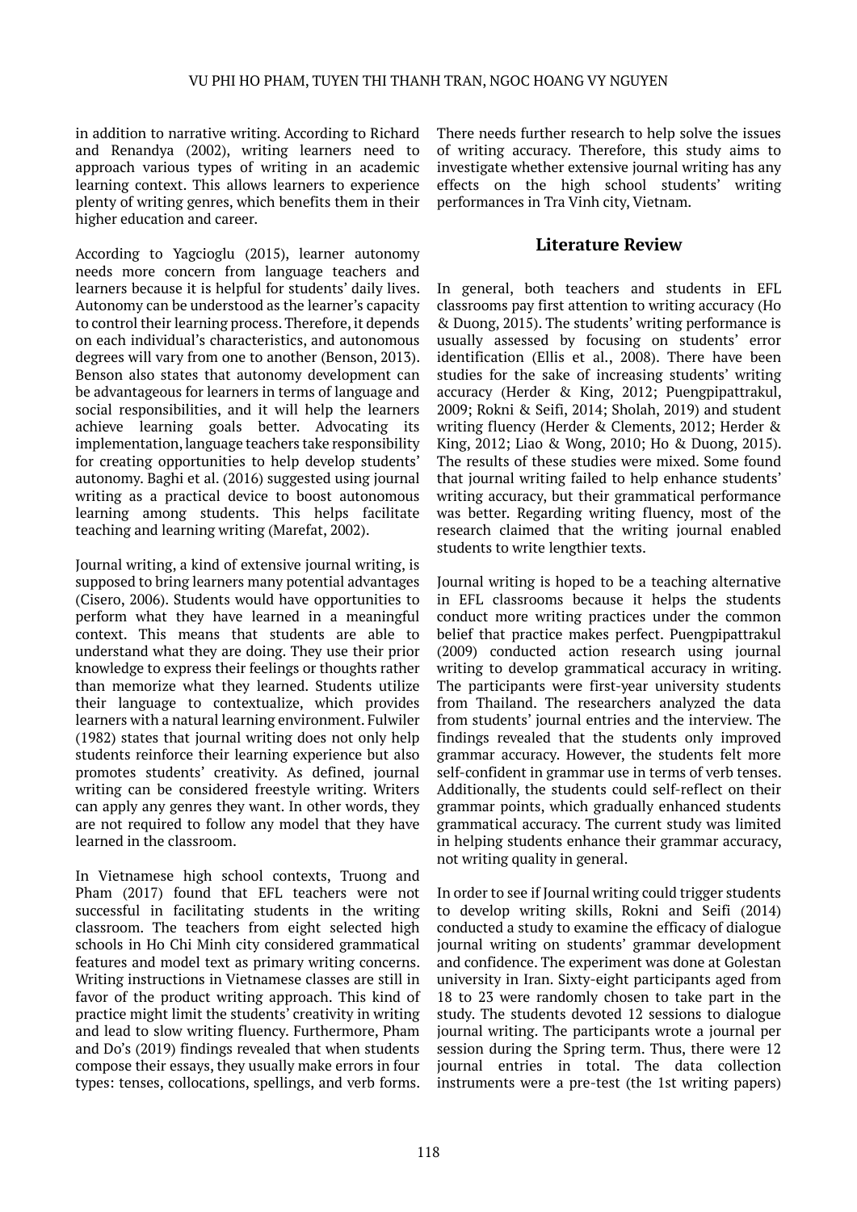in addition to narrative writing. According to Richard and Renandya (2002), writing learners need to approach various types of writing in an academic learning context. This allows learners to experience plenty of writing genres, which benefits them in their higher education and career.

According to Yagcioglu (2015), learner autonomy needs more concern from language teachers and learners because it is helpful for students' daily lives. Autonomy can be understood as the learner's capacity to control their learning process. Therefore, it depends on each individual's characteristics, and autonomous degrees will vary from one to another (Benson, 2013). Benson also states that autonomy development can be advantageous for learners in terms of language and social responsibilities, and it will help the learners achieve learning goals better. Advocating its implementation, language teachers take responsibility for creating opportunities to help develop students' autonomy. Baghi et al. (2016) suggested using journal writing as a practical device to boost autonomous learning among students. This helps facilitate teaching and learning writing (Marefat, 2002).

Journal writing, a kind of extensive journal writing, is supposed to bring learners many potential advantages (Cisero, 2006). Students would have opportunities to perform what they have learned in a meaningful context. This means that students are able to understand what they are doing. They use their prior knowledge to express their feelings or thoughts rather than memorize what they learned. Students utilize their language to contextualize, which provides learners with a natural learning environment. Fulwiler (1982) states that journal writing does not only help students reinforce their learning experience but also promotes students' creativity. As defined, journal writing can be considered freestyle writing. Writers can apply any genres they want. In other words, they are not required to follow any model that they have learned in the classroom.

In Vietnamese high school contexts, Truong and Pham (2017) found that EFL teachers were not successful in facilitating students in the writing classroom. The teachers from eight selected high schools in Ho Chi Minh city considered grammatical features and model text as primary writing concerns. Writing instructions in Vietnamese classes are still in favor of the product writing approach. This kind of practice might limit the students' creativity in writing and lead to slow writing fluency. Furthermore, Pham and Do's (2019) findings revealed that when students compose their essays, they usually make errors in four types: tenses, collocations, spellings, and verb forms. There needs further research to help solve the issues of writing accuracy. Therefore, this study aims to investigate whether extensive journal writing has any effects on the high school students' writing performances in Tra Vinh city, Vietnam.

## Literature Review

In general, both teachers and students in EFL classrooms pay first attention to writing accuracy (Ho & Duong, 2015). The students' writing performance is usually assessed by focusing on students' error identification (Ellis et al., 2008). There have been studies for the sake of increasing students' writing accuracy (Herder & King, 2012; Puengpipattrakul, 2009; Rokni & Seifi, 2014; Sholah, 2019) and student writing fluency (Herder & Clements, 2012; Herder & King, 2012; Liao & Wong, 2010; Ho & Duong, 2015). The results of these studies were mixed. Some found that journal writing failed to help enhance students' writing accuracy, but their grammatical performance was better. Regarding writing fluency, most of the research claimed that the writing journal enabled students to write lengthier texts.

Journal writing is hoped to be a teaching alternative in EFL classrooms because it helps the students conduct more writing practices under the common belief that practice makes perfect. Puengpipattrakul (2009) conducted action research using journal writing to develop grammatical accuracy in writing. The participants were first-year university students from Thailand. The researchers analyzed the data from students' journal entries and the interview. The findings revealed that the students only improved grammar accuracy. However, the students felt more self-confident in grammar use in terms of verb tenses. Additionally, the students could self-reflect on their grammar points, which gradually enhanced students grammatical accuracy. The current study was limited in helping students enhance their grammar accuracy, not writing quality in general.

In order to see if Journal writing could trigger students to develop writing skills, Rokni and Seifi (2014) conducted a study to examine the efficacy of dialogue journal writing on students' grammar development and confidence. The experiment was done at Golestan university in Iran. Sixty-eight participants aged from 18 to 23 were randomly chosen to take part in the study. The students devoted 12 sessions to dialogue journal writing. The participants wrote a journal per session during the Spring term. Thus, there were 12 journal entries in total. The data collection instruments were a pre-test (the 1st writing papers)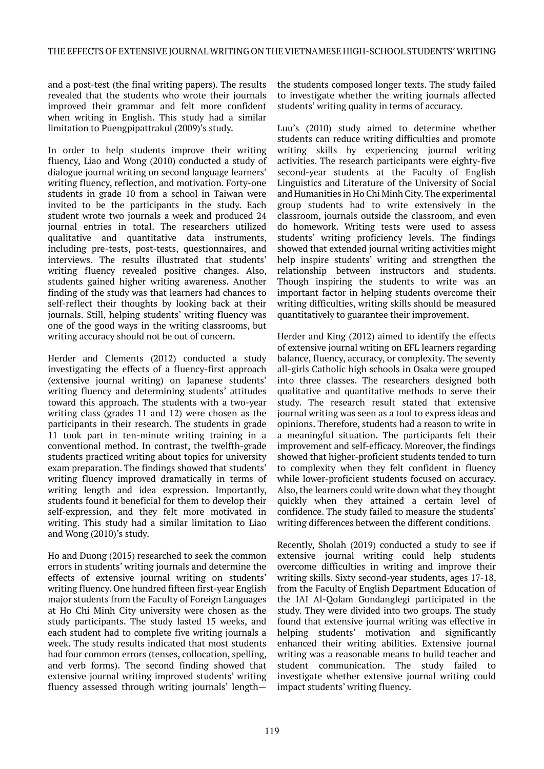and a post-test (the final writing papers). The results revealed that the students who wrote their journals improved their grammar and felt more confident when writing in English. This study had a similar limitation to Puengpipattrakul (2009)'s study.

In order to help students improve their writing fluency, Liao and Wong (2010) conducted a study of dialogue journal writing on second language learners' writing fluency, reflection, and motivation. Forty-one students in grade 10 from a school in Taiwan were invited to be the participants in the study. Each student wrote two journals a week and produced 24 journal entries in total. The researchers utilized qualitative and quantitative data instruments, including pre-tests, post-tests, questionnaires, and interviews. The results illustrated that students' writing fluency revealed positive changes. Also, students gained higher writing awareness. Another finding of the study was that learners had chances to self-reflect their thoughts by looking back at their journals. Still, helping students' writing fluency was one of the good ways in the writing classrooms, but writing accuracy should not be out of concern.

Herder and Clements (2012) conducted a study investigating the effects of a fluency-first approach (extensive journal writing) on Japanese students' writing fluency and determining students' attitudes toward this approach. The students with a two-year writing class (grades 11 and 12) were chosen as the participants in their research. The students in grade 11 took part in ten-minute writing training in a conventional method. In contrast, the twelfth-grade students practiced writing about topics for university exam preparation. The findings showed that students' writing fluency improved dramatically in terms of writing length and idea expression. Importantly, students found it beneficial for them to develop their self-expression, and they felt more motivated in writing. This study had a similar limitation to Liao and Wong (2010)'s study.

Ho and Duong (2015) researched to seek the common errors in students' writing journals and determine the effects of extensive journal writing on students' writing fluency. One hundred fifteen first-year English major students from the Faculty of Foreign Languages at Ho Chi Minh City university were chosen as the study participants. The study lasted 15 weeks, and each student had to complete five writing journals a week. The study results indicated that most students had four common errors (tenses, collocation, spelling, and verb forms). The second finding showed that extensive journal writing improved students' writing fluency assessed through writing journals' length—the students composed longer texts. The study failed to investigate whether the writing journals affected students' writing quality in terms of accuracy.

Luu's (2010) study aimed to determine whether students can reduce writing difficulties and promote writing skills by experiencing journal writing activities. The research participants were eighty-five second-year students at the Faculty of English Linguistics and Literature of the University of Social and Humanities in Ho Chi Minh City. The experimental group students had to write extensively in the classroom, journals outside the classroom, and even do homework. Writing tests were used to assess students' writing proficiency levels. The findings showed that extended journal writing activities might help inspire students' writing and strengthen the relationship between instructors and students. Though inspiring the students to write was an important factor in helping students overcome their writing difficulties, writing skills should be measured quantitatively to guarantee their improvement.

Herder and King (2012) aimed to identify the effects of extensive journal writing on EFL learners regarding balance, fluency, accuracy, or complexity. The seventy all-girls Catholic high schools in Osaka were grouped into three classes. The researchers designed both qualitative and quantitative methods to serve their study. The research result stated that extensive journal writing was seen as a tool to express ideas and opinions. Therefore, students had a reason to write in a meaningful situation. The participants felt their improvement and self-efficacy. Moreover, the findings showed that higher-proficient students tended to turn to complexity when they felt confident in fluency while lower-proficient students focused on accuracy. Also, the learners could write down what they thought quickly when they attained a certain level of confidence. The study failed to measure the students' writing differences between the different conditions.

Recently, Sholah (2019) conducted a study to see if extensive journal writing could help students overcome difficulties in writing and improve their writing skills. Sixty second-year students, ages 17-18, from the Faculty of English Department Education of the IAI Al-Qolam Gondanglegi participated in the study. They were divided into two groups. The study found that extensive journal writing was effective in helping students' motivation and significantly enhanced their writing abilities. Extensive journal writing was a reasonable means to build teacher and student communication. The study failed to investigate whether extensive journal writing could impact students' writing fluency.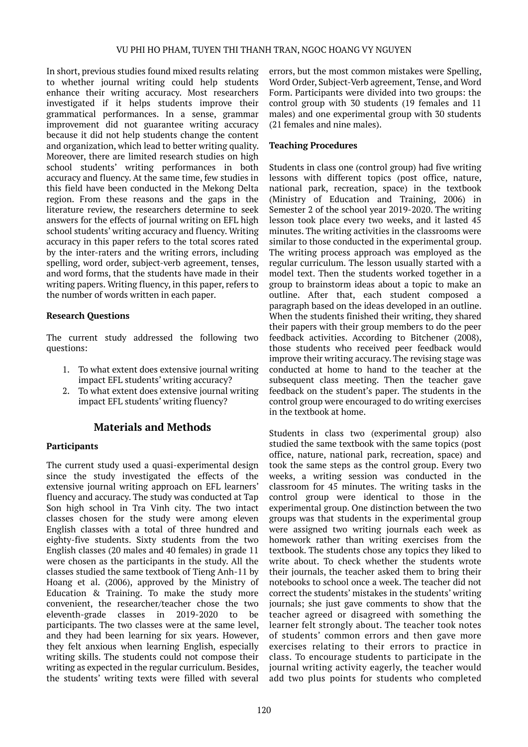In short, previous studies found mixed results relating to whether journal writing could help students enhance their writing accuracy. Most researchers investigated if it helps students improve their grammatical performances. In a sense, grammar improvement did not guarantee writing accuracy because it did not help students change the content and organization, which lead to better writing quality. Moreover, there are limited research studies on high school students' writing performances in both accuracy and fluency. At the same time, few studies in this field have been conducted in the Mekong Delta region. From these reasons and the gaps in the literature review, the researchers determine to seek answers for the effects of journal writing on EFL high school students' writing accuracy and fluency. Writing accuracy in this paper refers to the total scores rated by the inter-raters and the writing errors, including spelling, word order, subject-verb agreement, tenses, and word forms, that the students have made in their writing papers. Writing fluency, in this paper, refers to the number of words written in each paper.

**Research Questions**

The current study addressed the following two questions:

1. To what extent does extensive journal writing impact EFL students' writing accuracy?
2. To what extent does extensive journal writing impact EFL students' writing fluency?

## Materials and Methods

**Participants**

The current study used a quasi-experimental design since the study investigated the effects of the extensive journal writing approach on EFL learners' fluency and accuracy. The study was conducted at Tap Son high school in Tra Vinh city. The two intact classes chosen for the study were among eleven English classes with a total of three hundred and eighty-five students. Sixty students from the two English classes (20 males and 40 females) in grade 11 were chosen as the participants in the study. All the classes studied the same textbook of Tieng Anh-11 by Hoang et al. (2006), approved by the Ministry of Education & Training. To make the study more convenient, the researcher/teacher chose the two eleventh-grade classes in 2019-2020 to be participants. The two classes were at the same level, and they had been learning for six years. However, they felt anxious when learning English, especially writing skills. The students could not compose their writing as expected in the regular curriculum. Besides, the students' writing texts were filled with several errors, but the most common mistakes were Spelling, Word Order, Subject-Verb agreement, Tense, and Word Form. Participants were divided into two groups: the control group with 30 students (19 females and 11 males) and one experimental group with 30 students (21 females and nine males).

**Teaching Procedures**

Students in class one (control group) had five writing lessons with different topics (post office, nature, national park, recreation, space) in the textbook (Ministry of Education and Training, 2006) in Semester 2 of the school year 2019-2020. The writing lesson took place every two weeks, and it lasted 45 minutes. The writing activities in the classrooms were similar to those conducted in the experimental group. The writing process approach was employed as the regular curriculum. The lesson usually started with a model text. Then the students worked together in a group to brainstorm ideas about a topic to make an outline. After that, each student composed a paragraph based on the ideas developed in an outline. When the students finished their writing, they shared their papers with their group members to do the peer feedback activities. According to Bitchener (2008), those students who received peer feedback would improve their writing accuracy. The revising stage was conducted at home to hand to the teacher at the subsequent class meeting. Then the teacher gave feedback on the student's paper. The students in the control group were encouraged to do writing exercises in the textbook at home.

Students in class two (experimental group) also studied the same textbook with the same topics (post office, nature, national park, recreation, space) and took the same steps as the control group. Every two weeks, a writing session was conducted in the classroom for 45 minutes. The writing tasks in the control group were identical to those in the experimental group. One distinction between the two groups was that students in the experimental group were assigned two writing journals each week as homework rather than writing exercises from the textbook. The students chose any topics they liked to write about. To check whether the students wrote their journals, the teacher asked them to bring their notebooks to school once a week. The teacher did not correct the students' mistakes in the students' writing journals; she just gave comments to show that the teacher agreed or disagreed with something the learner felt strongly about. The teacher took notes of students' common errors and then gave more exercises relating to their errors to practice in class. To encourage students to participate in the journal writing activity eagerly, the teacher would add two plus points for students who completed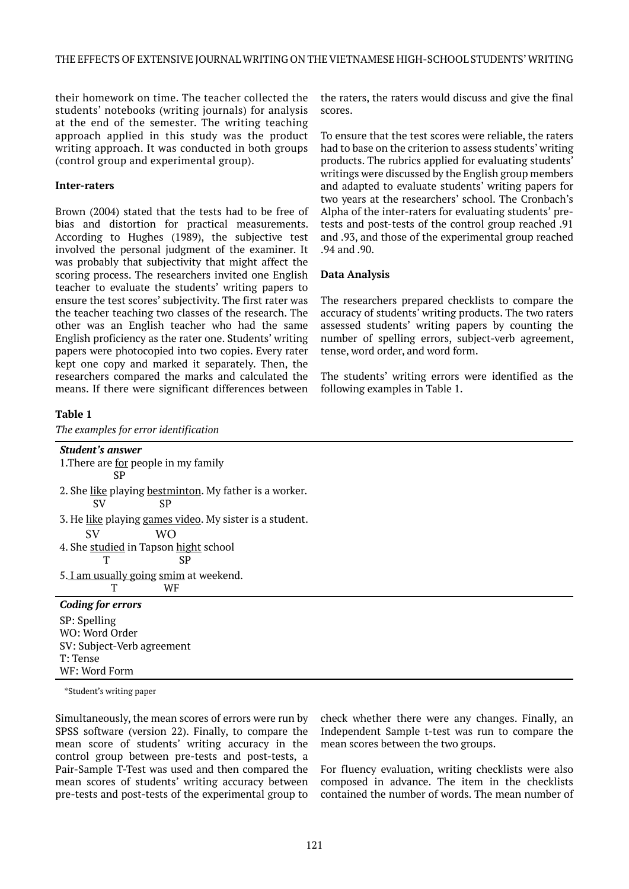their homework on time. The teacher collected the students' notebooks (writing journals) for analysis at the end of the semester. The writing teaching approach applied in this study was the product writing approach. It was conducted in both groups (control group and experimental group).

**Inter-raters**

Brown (2004) stated that the tests had to be free of bias and distortion for practical measurements. According to Hughes (1989), the subjective test involved the personal judgment of the examiner. It was probably that subjectivity that might affect the scoring process. The researchers invited one English teacher to evaluate the students' writing papers to ensure the test scores' subjectivity. The first rater was the teacher teaching two classes of the research. The other was an English teacher who had the same English proficiency as the rater one. Students' writing papers were photocopied into two copies. Every rater kept one copy and marked it separately. Then, the researchers compared the marks and calculated the means. If there were significant differences between the raters, the raters would discuss and give the final scores.

To ensure that the test scores were reliable, the raters had to base on the criterion to assess students' writing products. The rubrics applied for evaluating students' writings were discussed by the English group members and adapted to evaluate students' writing papers for two years at the researchers' school. The Cronbach's Alpha of the inter-raters for evaluating students' pre-tests and post-tests of the control group reached .91 and .93, and those of the experimental group reached .94 and .90.

**Data Analysis**

The researchers prepared checklists to compare the accuracy of students' writing products. The two raters assessed students' writing papers by counting the number of spelling errors, subject-verb agreement, tense, word order, and word form.

The students' writing errors were identified as the following examples in Table 1.

**Table 1**

*The examples for error identification*

| ***Student's answer*** |
|---|
| 1.There are <u>for</u> people in my family<br>SP |
| 2. She <u>like</u> playing <u>bestminton</u>. My father is a worker.<br>SV SP |
| 3. He <u>like</u> playing <u>games video</u>. My sister is a student.<br>SV WO |
| 4. She <u>studied</u> in Tapson <u>hight</u> school<br>T SP |
| 5. <u>I am usually going</u> <u>smim</u> at weekend.<br>T WF |
| ***Coding for errors*** |
| SP: Spelling<br>WO: Word Order<br>SV: Subject-Verb agreement<br>T: Tense<br>WF: Word Form |

*Student's writing paper

Simultaneously, the mean scores of errors were run by SPSS software (version 22). Finally, to compare the mean score of students' writing accuracy in the control group between pre-tests and post-tests, a Pair-Sample T-Test was used and then compared the mean scores of students' writing accuracy between pre-tests and post-tests of the experimental group to check whether there were any changes. Finally, an Independent Sample t-test was run to compare the mean scores between the two groups.

For fluency evaluation, writing checklists were also composed in advance. The item in the checklists contained the number of words. The mean number of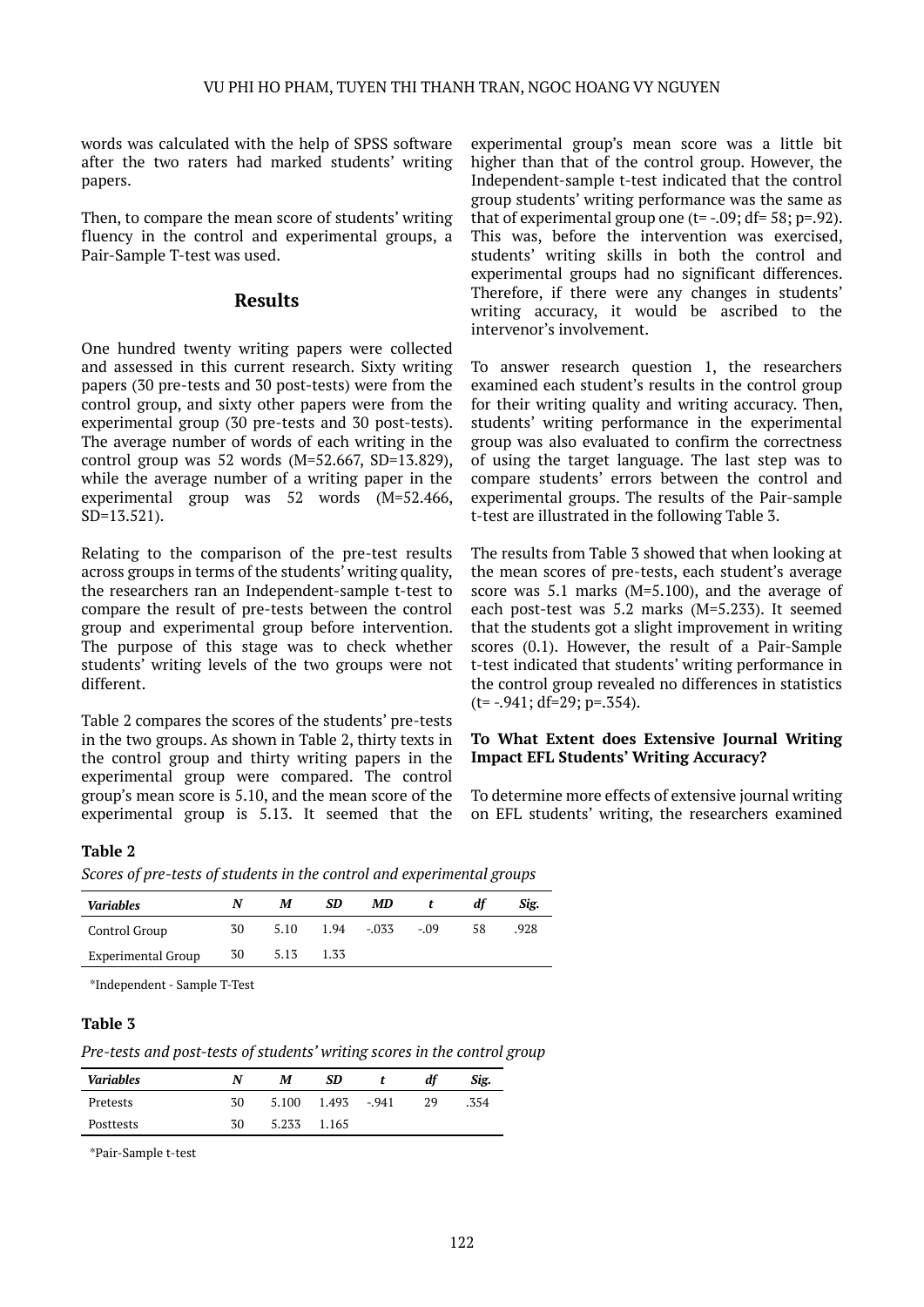words was calculated with the help of SPSS software after the two raters had marked students' writing papers.

Then, to compare the mean score of students' writing fluency in the control and experimental groups, a Pair-Sample T-test was used.

## Results

One hundred twenty writing papers were collected and assessed in this current research. Sixty writing papers (30 pre-tests and 30 post-tests) were from the control group, and sixty other papers were from the experimental group (30 pre-tests and 30 post-tests). The average number of words of each writing in the control group was 52 words (M=52.667, SD=13.829), while the average number of a writing paper in the experimental group was 52 words (M=52.466, SD=13.521).

Relating to the comparison of the pre-test results across groups in terms of the students' writing quality, the researchers ran an Independent-sample t-test to compare the result of pre-tests between the control group and experimental group before intervention. The purpose of this stage was to check whether students' writing levels of the two groups were not different.

Table 2 compares the scores of the students' pre-tests in the two groups. As shown in Table 2, thirty texts in the control group and thirty writing papers in the experimental group were compared. The control group's mean score is 5.10, and the mean score of the experimental group is 5.13. It seemed that the experimental group's mean score was a little bit higher than that of the control group. However, the Independent-sample t-test indicated that the control group students' writing performance was the same as that of experimental group one (t= -.09; df= 58; p=.92). This was, before the intervention was exercised, students' writing skills in both the control and experimental groups had no significant differences. Therefore, if there were any changes in students' writing accuracy, it would be ascribed to the intervenor's involvement.

To answer research question 1, the researchers examined each student's results in the control group for their writing quality and writing accuracy. Then, students' writing performance in the experimental group was also evaluated to confirm the correctness of using the target language. The last step was to compare students' errors between the control and experimental groups. The results of the Pair-sample t-test are illustrated in the following Table 3.

The results from Table 3 showed that when looking at the mean scores of pre-tests, each student's average score was 5.1 marks (M=5.100), and the average of each post-test was 5.2 marks (M=5.233). It seemed that the students got a slight improvement in writing scores (0.1). However, the result of a Pair-Sample t-test indicated that students' writing performance in the control group revealed no differences in statistics (t= -.941; df=29; p=.354).

### To What Extent does Extensive Journal Writing Impact EFL Students' Writing Accuracy?

To determine more effects of extensive journal writing on EFL students' writing, the researchers examined

**Table 2**

*Scores of pre-tests of students in the control and experimental groups*

| *Variables* | *N* | *M* | *SD* | *MD* | *t* | *df* | *Sig.* |
|---|---|---|---|---|---|---|---|
| Control Group | 30 | 5.10 | 1.94 | -.033 | -.09 | 58 | .928 |
| Experimental Group | 30 | 5.13 | 1.33 | | | | |

*Independent - Sample T-Test

**Table 3**

*Pre-tests and post-tests of students' writing scores in the control group*

| *Variables* | *N* | *M* | *SD* | *t* | *df* | *Sig.* |
|---|---|---|---|---|---|---|
| Pretests | 30 | 5.100 | 1.493 | -.941 | 29 | .354 |
| Posttests | 30 | 5.233 | 1.165 | | | |

*Pair-Sample t-test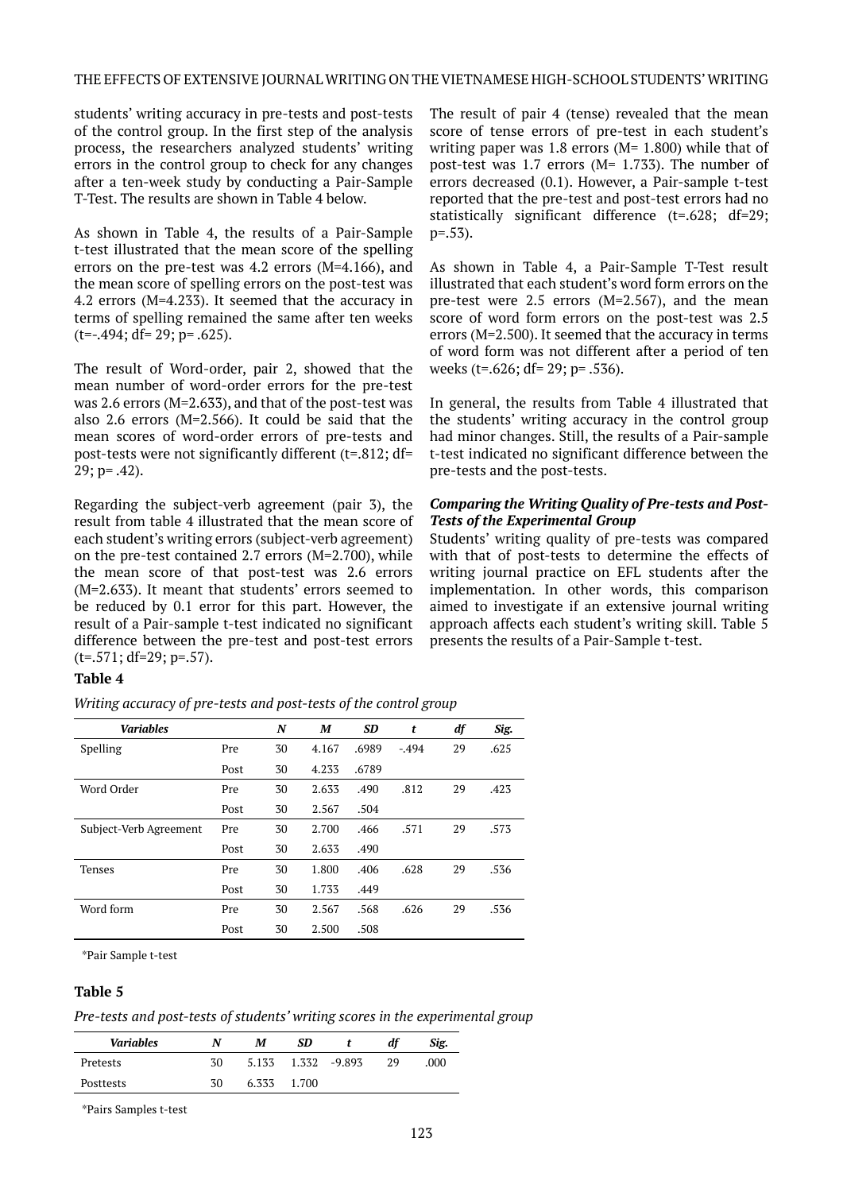students' writing accuracy in pre-tests and post-tests of the control group. In the first step of the analysis process, the researchers analyzed students' writing errors in the control group to check for any changes after a ten-week study by conducting a Pair-Sample T-Test. The results are shown in Table 4 below.

As shown in Table 4, the results of a Pair-Sample t-test illustrated that the mean score of the spelling errors on the pre-test was 4.2 errors (M=4.166), and the mean score of spelling errors on the post-test was 4.2 errors (M=4.233). It seemed that the accuracy in terms of spelling remained the same after ten weeks (t=-.494; df= 29; p= .625).

The result of Word-order, pair 2, showed that the mean number of word-order errors for the pre-test was 2.6 errors (M=2.633), and that of the post-test was also 2.6 errors (M=2.566). It could be said that the mean scores of word-order errors of pre-tests and post-tests were not significantly different (t=.812; df= 29; p= .42).

Regarding the subject-verb agreement (pair 3), the result from table 4 illustrated that the mean score of each student's writing errors (subject-verb agreement) on the pre-test contained 2.7 errors (M=2.700), while the mean score of that post-test was 2.6 errors (M=2.633). It meant that students' errors seemed to be reduced by 0.1 error for this part. However, the result of a Pair-sample t-test indicated no significant difference between the pre-test and post-test errors (t=.571; df=29; p=.57).

The result of pair 4 (tense) revealed that the mean score of tense errors of pre-test in each student's writing paper was 1.8 errors (M= 1.800) while that of post-test was 1.7 errors (M= 1.733). The number of errors decreased (0.1). However, a Pair-sample t-test reported that the pre-test and post-test errors had no statistically significant difference (t=.628; df=29; p=.53).

As shown in Table 4, a Pair-Sample T-Test result illustrated that each student's word form errors on the pre-test were 2.5 errors (M=2.567), and the mean score of word form errors on the post-test was 2.5 errors (M=2.500). It seemed that the accuracy in terms of word form was not different after a period of ten weeks (t=.626; df= 29; p= .536).

In general, the results from Table 4 illustrated that the students' writing accuracy in the control group had minor changes. Still, the results of a Pair-sample t-test indicated no significant difference between the pre-tests and the post-tests.

***Comparing the Writing Quality of Pre-tests and Post-Tests of the Experimental Group***

Students' writing quality of pre-tests was compared with that of post-tests to determine the effects of writing journal practice on EFL students after the implementation. In other words, this comparison aimed to investigate if an extensive journal writing approach affects each student's writing skill. Table 5 presents the results of a Pair-Sample t-test.

**Table 4**

*Writing accuracy of pre-tests and post-tests of the control group*

| *Variables* | | *N* | *M* | *SD* | *t* | *df* | *Sig.* |
|---|---|---|---|---|---|---|---|
| Spelling | Pre | 30 | 4.167 | .6989 | -.494 | 29 | .625 |
| | Post | 30 | 4.233 | .6789 | | | |
| Word Order | Pre | 30 | 2.633 | .490 | .812 | 29 | .423 |
| | Post | 30 | 2.567 | .504 | | | |
| Subject-Verb Agreement | Pre | 30 | 2.700 | .466 | .571 | 29 | .573 |
| | Post | 30 | 2.633 | .490 | | | |
| Tenses | Pre | 30 | 1.800 | .406 | .628 | 29 | .536 |
| | Post | 30 | 1.733 | .449 | | | |
| Word form | Pre | 30 | 2.567 | .568 | .626 | 29 | .536 |
| | Post | 30 | 2.500 | .508 | | | |

*Pair Sample t-test

**Table 5**

*Pre-tests and post-tests of students' writing scores in the experimental group*

| *Variables* | *N* | *M* | *SD* | *t* | *df* | *Sig.* |
|---|---|---|---|---|---|---|
| Pretests | 30 | 5.133 | 1.332 | -9.893 | 29 | .000 |
| Posttests | 30 | 6.333 | 1.700 | | | |

*Pairs Samples t-test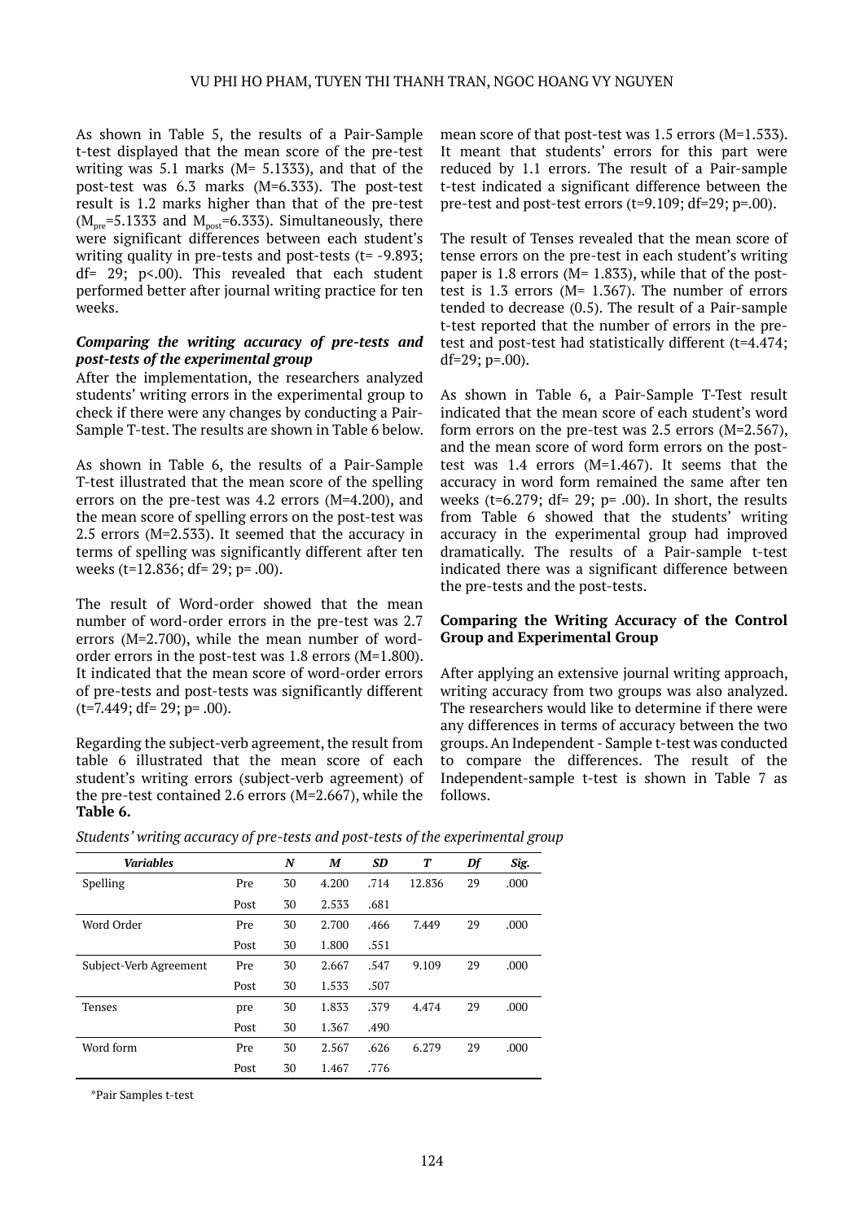As shown in Table 5, the results of a Pair-Sample t-test displayed that the mean score of the pre-test writing was 5.1 marks (M= 5.1333), and that of the post-test was 6.3 marks (M=6.333). The post-test result is 1.2 marks higher than that of the pre-test ($M_{pre}$=5.1333 and $M_{post}$=6.333). Simultaneously, there were significant differences between each student's writing quality in pre-tests and post-tests (t= -9.893; df= 29; p<.00). This revealed that each student performed better after journal writing practice for ten weeks.

### *Comparing the writing accuracy of pre-tests and post-tests of the experimental group*

After the implementation, the researchers analyzed students' writing errors in the experimental group to check if there were any changes by conducting a Pair-Sample T-test. The results are shown in Table 6 below.

As shown in Table 6, the results of a Pair-Sample T-test illustrated that the mean score of the spelling errors on the pre-test was 4.2 errors (M=4.200), and the mean score of spelling errors on the post-test was 2.5 errors (M=2.533). It seemed that the accuracy in terms of spelling was significantly different after ten weeks (t=12.836; df= 29; p= .00).

The result of Word-order showed that the mean number of word-order errors in the pre-test was 2.7 errors (M=2.700), while the mean number of word-order errors in the post-test was 1.8 errors (M=1.800). It indicated that the mean score of word-order errors of pre-tests and post-tests was significantly different (t=7.449; df= 29; p= .00).

Regarding the subject-verb agreement, the result from table 6 illustrated that the mean score of each student's writing errors (subject-verb agreement) of the pre-test contained 2.6 errors (M=2.667), while the mean score of that post-test was 1.5 errors (M=1.533). It meant that students' errors for this part were reduced by 1.1 errors. The result of a Pair-sample t-test indicated a significant difference between the pre-test and post-test errors (t=9.109; df=29; p=.00).

The result of Tenses revealed that the mean score of tense errors on the pre-test in each student's writing paper is 1.8 errors (M= 1.833), while that of the post-test is 1.3 errors (M= 1.367). The number of errors tended to decrease (0.5). The result of a Pair-sample t-test reported that the number of errors in the pre-test and post-test had statistically different (t=4.474; df=29; p=.00).

As shown in Table 6, a Pair-Sample T-Test result indicated that the mean score of each student's word form errors on the pre-test was 2.5 errors (M=2.567), and the mean score of word form errors on the post-test was 1.4 errors (M=1.467). It seems that the accuracy in word form remained the same after ten weeks (t=6.279; df= 29; p= .00). In short, the results from Table 6 showed that the students' writing accuracy in the experimental group had improved dramatically. The results of a Pair-sample t-test indicated there was a significant difference between the pre-tests and the post-tests.

### Comparing the Writing Accuracy of the Control Group and Experimental Group

After applying an extensive journal writing approach, writing accuracy from two groups was also analyzed. The researchers would like to determine if there were any differences in terms of accuracy between the two groups. An Independent - Sample t-test was conducted to compare the differences. The result of the Independent-sample t-test is shown in Table 7 as follows.

**Table 6.**

*Students' writing accuracy of pre-tests and post-tests of the experimental group*

| *Variables* | | *N* | *M* | *SD* | *T* | *Df* | *Sig.* |
|---|---|---|---|---|---|---|---|
| Spelling | Pre | 30 | 4.200 | .714 | 12.836 | 29 | .000 |
| | Post | 30 | 2.533 | .681 | | | |
| Word Order | Pre | 30 | 2.700 | .466 | 7.449 | 29 | .000 |
| | Post | 30 | 1.800 | .551 | | | |
| Subject-Verb Agreement | Pre | 30 | 2.667 | .547 | 9.109 | 29 | .000 |
| | Post | 30 | 1.533 | .507 | | | |
| Tenses | pre | 30 | 1.833 | .379 | 4.474 | 29 | .000 |
| | Post | 30 | 1.367 | .490 | | | |
| Word form | Pre | 30 | 2.567 | .626 | 6.279 | 29 | .000 |
| | Post | 30 | 1.467 | .776 | | | |

*Pair Samples t-test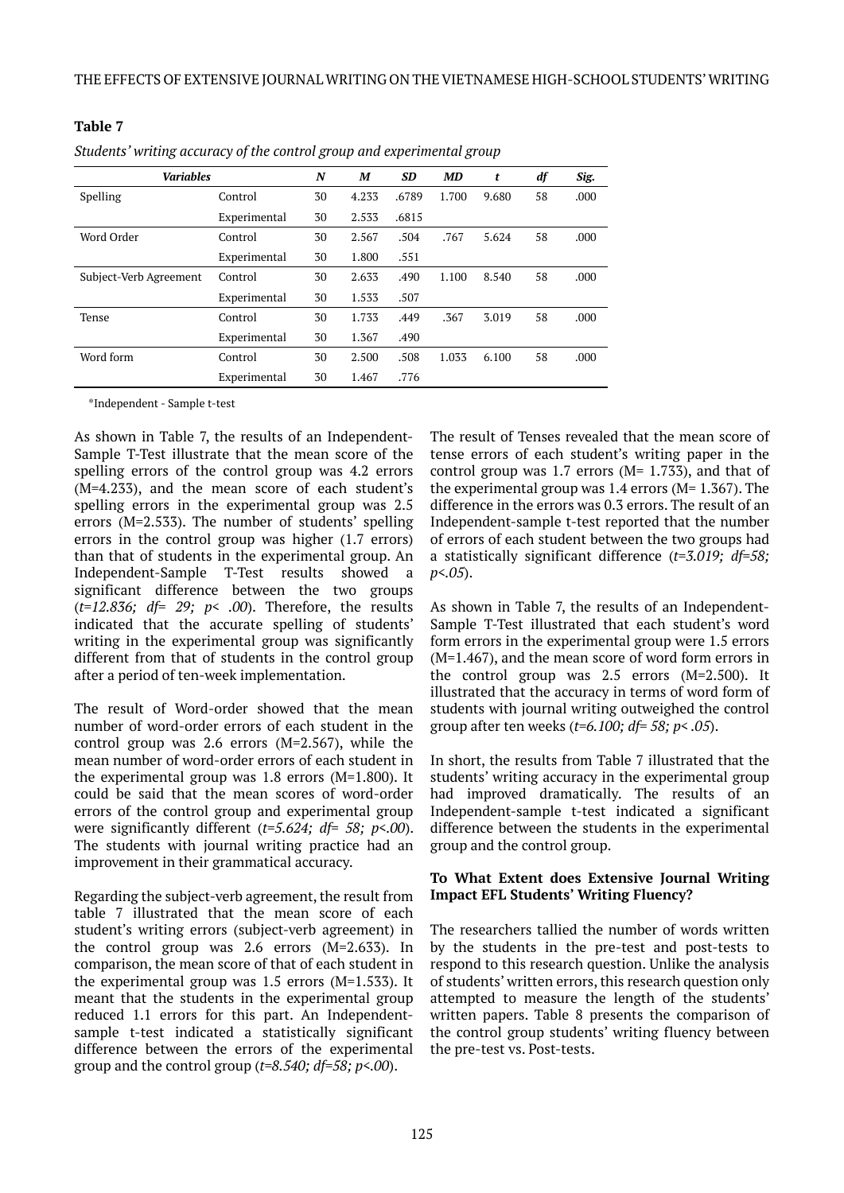**Table 7**

*Students' writing accuracy of the control group and experimental group*

| *Variables* | | *N* | *M* | *SD* | *MD* | *t* | *df* | *Sig.* |
|---|---|---|---|---|---|---|---|---|
| Spelling | Control | 30 | 4.233 | .6789 | 1.700 | 9.680 | 58 | .000 |
| | Experimental | 30 | 2.533 | .6815 | | | | |
| Word Order | Control | 30 | 2.567 | .504 | .767 | 5.624 | 58 | .000 |
| | Experimental | 30 | 1.800 | .551 | | | | |
| Subject-Verb Agreement | Control | 30 | 2.633 | .490 | 1.100 | 8.540 | 58 | .000 |
| | Experimental | 30 | 1.533 | .507 | | | | |
| Tense | Control | 30 | 1.733 | .449 | .367 | 3.019 | 58 | .000 |
| | Experimental | 30 | 1.367 | .490 | | | | |
| Word form | Control | 30 | 2.500 | .508 | 1.033 | 6.100 | 58 | .000 |
| | Experimental | 30 | 1.467 | .776 | | | | |

*Independent - Sample t-test

As shown in Table 7, the results of an Independent-Sample T-Test illustrate that the mean score of the spelling errors of the control group was 4.2 errors (M=4.233), and the mean score of each student's spelling errors in the experimental group was 2.5 errors (M=2.533). The number of students' spelling errors in the control group was higher (1.7 errors) than that of students in the experimental group. An Independent-Sample T-Test results showed a significant difference between the two groups (*t=12.836; df= 29; p< .00*). Therefore, the results indicated that the accurate spelling of students' writing in the experimental group was significantly different from that of students in the control group after a period of ten-week implementation.

The result of Word-order showed that the mean number of word-order errors of each student in the control group was 2.6 errors (M=2.567), while the mean number of word-order errors of each student in the experimental group was 1.8 errors (M=1.800). It could be said that the mean scores of word-order errors of the control group and experimental group were significantly different (*t=5.624; df= 58; p<.00*). The students with journal writing practice had an improvement in their grammatical accuracy.

Regarding the subject-verb agreement, the result from table 7 illustrated that the mean score of each student's writing errors (subject-verb agreement) in the control group was 2.6 errors (M=2.633). In comparison, the mean score of that of each student in the experimental group was 1.5 errors (M=1.533). It meant that the students in the experimental group reduced 1.1 errors for this part. An Independent-sample t-test indicated a statistically significant difference between the errors of the experimental group and the control group (*t=8.540; df=58; p<.00*).

The result of Tenses revealed that the mean score of tense errors of each student's writing paper in the control group was 1.7 errors (M= 1.733), and that of the experimental group was 1.4 errors (M= 1.367). The difference in the errors was 0.3 errors. The result of an Independent-sample t-test reported that the number of errors of each student between the two groups had a statistically significant difference (*t=3.019; df=58; p<.05*).

As shown in Table 7, the results of an Independent-Sample T-Test illustrated that each student's word form errors in the experimental group were 1.5 errors (M=1.467), and the mean score of word form errors in the control group was 2.5 errors (M=2.500). It illustrated that the accuracy in terms of word form of students with journal writing outweighed the control group after ten weeks (*t=6.100; df= 58; p< .05*).

In short, the results from Table 7 illustrated that the students' writing accuracy in the experimental group had improved dramatically. The results of an Independent-sample t-test indicated a significant difference between the students in the experimental group and the control group.

### To What Extent does Extensive Journal Writing Impact EFL Students' Writing Fluency?

The researchers tallied the number of words written by the students in the pre-test and post-tests to respond to this research question. Unlike the analysis of students' written errors, this research question only attempted to measure the length of the students' written papers. Table 8 presents the comparison of the control group students' writing fluency between the pre-test vs. Post-tests.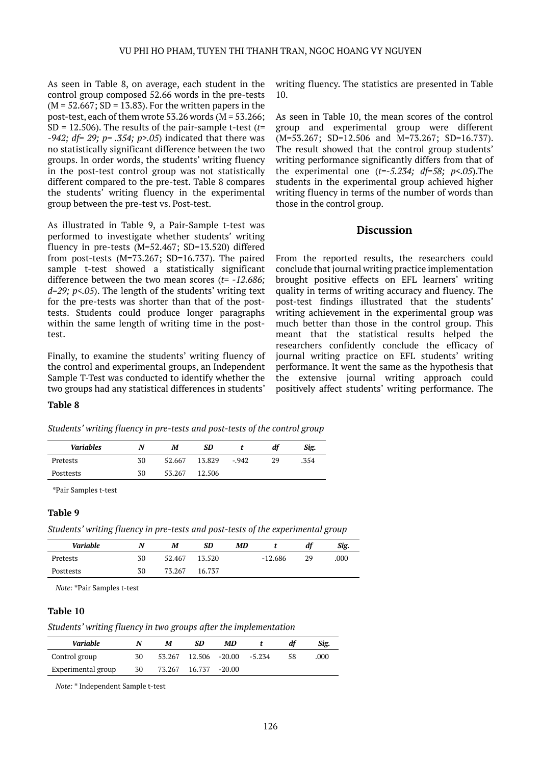As seen in Table 8, on average, each student in the control group composed 52.66 words in the pre-tests (M = 52.667; SD = 13.83). For the written papers in the post-test, each of them wrote 53.26 words (M = 53.266; SD = 12.506). The results of the pair-sample t-test (*t= -942; df= 29; p= .354; p>.05*) indicated that there was no statistically significant difference between the two groups. In order words, the students' writing fluency in the post-test control group was not statistically different compared to the pre-test. Table 8 compares the students' writing fluency in the experimental group between the pre-test vs. Post-test.

As illustrated in Table 9, a Pair-Sample t-test was performed to investigate whether students' writing fluency in pre-tests (M=52.467; SD=13.520) differed from post-tests (M=73.267; SD=16.737). The paired sample t-test showed a statistically significant difference between the two mean scores (*t= -12.686; d=29; p<.05*). The length of the students' writing text for the pre-tests was shorter than that of the post-tests. Students could produce longer paragraphs within the same length of writing time in the post-test.

Finally, to examine the students' writing fluency of the control and experimental groups, an Independent Sample T-Test was conducted to identify whether the two groups had any statistical differences in students' writing fluency. The statistics are presented in Table 10.

As seen in Table 10, the mean scores of the control group and experimental group were different (M=53.267; SD=12.506 and M=73.267; SD=16.737). The result showed that the control group students' writing performance significantly differs from that of the experimental one (*t=-5.234; df=58; p<.05*).The students in the experimental group achieved higher writing fluency in terms of the number of words than those in the control group.

## Discussion

From the reported results, the researchers could conclude that journal writing practice implementation brought positive effects on EFL learners' writing quality in terms of writing accuracy and fluency. The post-test findings illustrated that the students' writing achievement in the experimental group was much better than those in the control group. This meant that the statistical results helped the researchers confidently conclude the efficacy of journal writing practice on EFL students' writing performance. It went the same as the hypothesis that the extensive journal writing approach could positively affect students' writing performance. The

**Table 8**

*Students' writing fluency in pre-tests and post-tests of the control group*

| *Variables* | *N* | *M* | *SD* | *t* | *df* | *Sig.* |
|---|---|---|---|---|---|---|
| Pretests | 30 | 52.667 | 13.829 | -.942 | 29 | .354 |
| Posttests | 30 | 53.267 | 12.506 | | | |

*Pair Samples t-test

**Table 9**

*Students' writing fluency in pre-tests and post-tests of the experimental group*

| *Variable* | *N* | *M* | *SD* | *MD* | *t* | *df* | *Sig.* |
|---|---|---|---|---|---|---|---|
| Pretests | 30 | 52.467 | 13.520 | | -12.686 | 29 | .000 |
| Posttests | 30 | 73.267 | 16.737 | | | | |

*Note:* *Pair Samples t-test

**Table 10**

*Students' writing fluency in two groups after the implementation*

| *Variable* | *N* | *M* | *SD* | *MD* | *t* | *df* | *Sig.* |
|---|---|---|---|---|---|---|---|
| Control group | 30 | 53.267 | 12.506 | -20.00 | -5.234 | 58 | .000 |
| Experimental group | 30 | 73.267 | 16.737 | -20.00 | | | |

*Note:* * Independent Sample t-test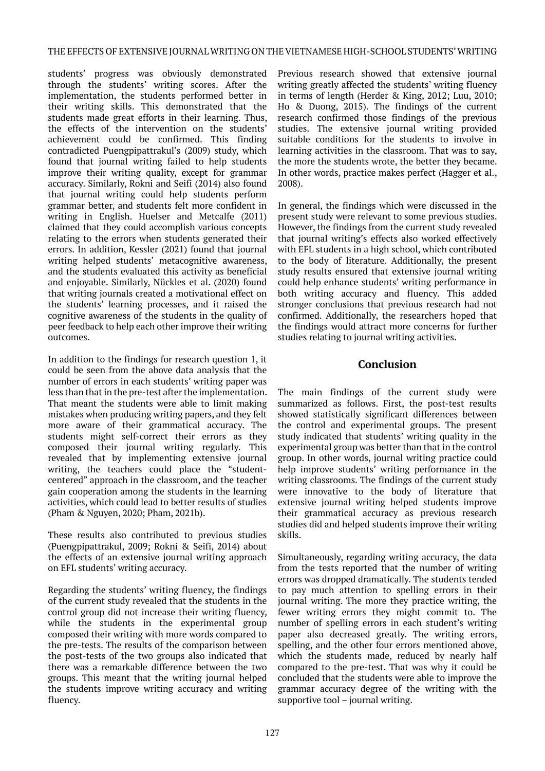students' progress was obviously demonstrated through the students' writing scores. After the implementation, the students performed better in their writing skills. This demonstrated that the students made great efforts in their learning. Thus, the effects of the intervention on the students' achievement could be confirmed. This finding contradicted Puengpipattrakul's (2009) study, which found that journal writing failed to help students improve their writing quality, except for grammar accuracy. Similarly, Rokni and Seifi (2014) also found that journal writing could help students perform grammar better, and students felt more confident in writing in English. Huelser and Metcalfe (2011) claimed that they could accomplish various concepts relating to the errors when students generated their errors. In addition, Kessler (2021) found that journal writing helped students' metacognitive awareness, and the students evaluated this activity as beneficial and enjoyable. Similarly, Nückles et al. (2020) found that writing journals created a motivational effect on the students' learning processes, and it raised the cognitive awareness of the students in the quality of peer feedback to help each other improve their writing outcomes.

In addition to the findings for research question 1, it could be seen from the above data analysis that the number of errors in each students' writing paper was less than that in the pre-test after the implementation. That meant the students were able to limit making mistakes when producing writing papers, and they felt more aware of their grammatical accuracy. The students might self-correct their errors as they composed their journal writing regularly. This revealed that by implementing extensive journal writing, the teachers could place the "student-centered" approach in the classroom, and the teacher gain cooperation among the students in the learning activities, which could lead to better results of studies (Pham & Nguyen, 2020; Pham, 2021b).

These results also contributed to previous studies (Puengpipattrakul, 2009; Rokni & Seifi, 2014) about the effects of an extensive journal writing approach on EFL students' writing accuracy.

Regarding the students' writing fluency, the findings of the current study revealed that the students in the control group did not increase their writing fluency, while the students in the experimental group composed their writing with more words compared to the pre-tests. The results of the comparison between the post-tests of the two groups also indicated that there was a remarkable difference between the two groups. This meant that the writing journal helped the students improve writing accuracy and writing fluency.

Previous research showed that extensive journal writing greatly affected the students' writing fluency in terms of length (Herder & King, 2012; Luu, 2010; Ho & Duong, 2015). The findings of the current research confirmed those findings of the previous studies. The extensive journal writing provided suitable conditions for the students to involve in learning activities in the classroom. That was to say, the more the students wrote, the better they became. In other words, practice makes perfect (Hagger et al., 2008).

In general, the findings which were discussed in the present study were relevant to some previous studies. However, the findings from the current study revealed that journal writing's effects also worked effectively with EFL students in a high school, which contributed to the body of literature. Additionally, the present study results ensured that extensive journal writing could help enhance students' writing performance in both writing accuracy and fluency. This added stronger conclusions that previous research had not confirmed. Additionally, the researchers hoped that the findings would attract more concerns for further studies relating to journal writing activities.

## Conclusion

The main findings of the current study were summarized as follows. First, the post-test results showed statistically significant differences between the control and experimental groups. The present study indicated that students' writing quality in the experimental group was better than that in the control group. In other words, journal writing practice could help improve students' writing performance in the writing classrooms. The findings of the current study were innovative to the body of literature that extensive journal writing helped students improve their grammatical accuracy as previous research studies did and helped students improve their writing skills.

Simultaneously, regarding writing accuracy, the data from the tests reported that the number of writing errors was dropped dramatically. The students tended to pay much attention to spelling errors in their journal writing. The more they practice writing, the fewer writing errors they might commit to. The number of spelling errors in each student's writing paper also decreased greatly. The writing errors, spelling, and the other four errors mentioned above, which the students made, reduced by nearly half compared to the pre-test. That was why it could be concluded that the students were able to improve the grammar accuracy degree of the writing with the supportive tool – journal writing.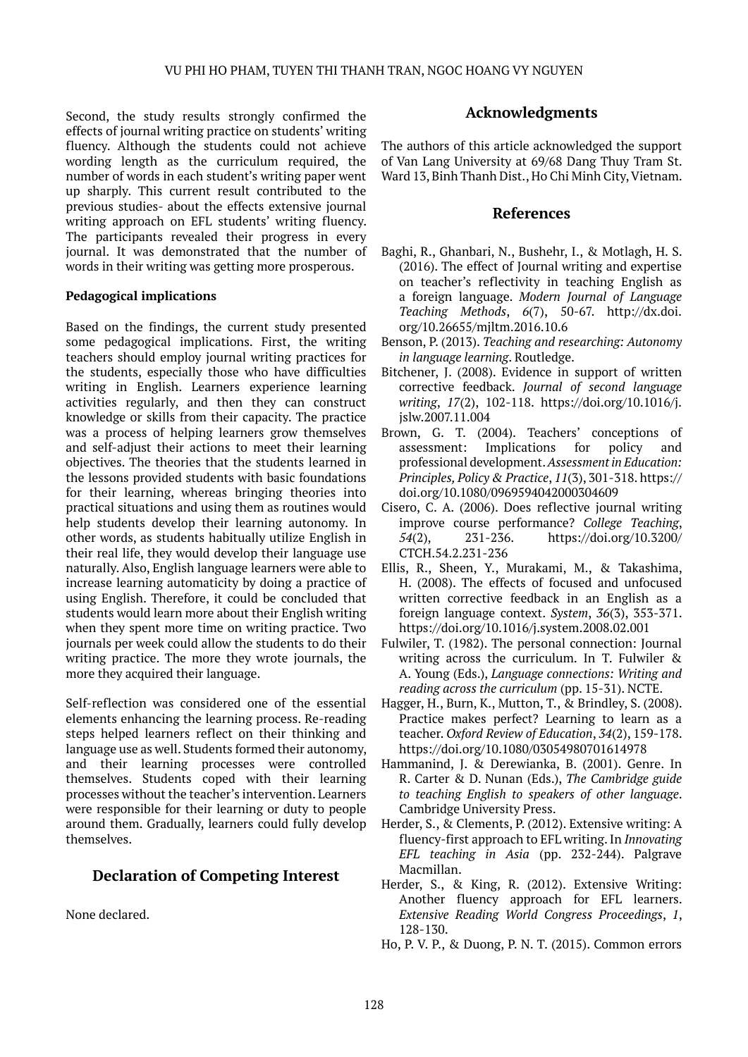Second, the study results strongly confirmed the effects of journal writing practice on students' writing fluency. Although the students could not achieve wording length as the curriculum required, the number of words in each student's writing paper went up sharply. This current result contributed to the previous studies- about the effects extensive journal writing approach on EFL students' writing fluency. The participants revealed their progress in every journal. It was demonstrated that the number of words in their writing was getting more prosperous.

**Pedagogical implications**

Based on the findings, the current study presented some pedagogical implications. First, the writing teachers should employ journal writing practices for the students, especially those who have difficulties writing in English. Learners experience learning activities regularly, and then they can construct knowledge or skills from their capacity. The practice was a process of helping learners grow themselves and self-adjust their actions to meet their learning objectives. The theories that the students learned in the lessons provided students with basic foundations for their learning, whereas bringing theories into practical situations and using them as routines would help students develop their learning autonomy. In other words, as students habitually utilize English in their real life, they would develop their language use naturally. Also, English language learners were able to increase learning automaticity by doing a practice of using English. Therefore, it could be concluded that students would learn more about their English writing when they spent more time on writing practice. Two journals per week could allow the students to do their writing practice. The more they wrote journals, the more they acquired their language.

Self-reflection was considered one of the essential elements enhancing the learning process. Re-reading steps helped learners reflect on their thinking and language use as well. Students formed their autonomy, and their learning processes were controlled themselves. Students coped with their learning processes without the teacher's intervention. Learners were responsible for their learning or duty to people around them. Gradually, learners could fully develop themselves.

## Declaration of Competing Interest

None declared.

## Acknowledgments

The authors of this article acknowledged the support of Van Lang University at 69/68 Dang Thuy Tram St. Ward 13, Binh Thanh Dist., Ho Chi Minh City, Vietnam.

## References

Baghi, R., Ghanbari, N., Bushehr, I., & Motlagh, H. S. (2016). The effect of Journal writing and expertise on teacher's reflectivity in teaching English as a foreign language. *Modern Journal of Language Teaching Methods*, *6*(7), 50-67. http://dx.doi.org/10.26655/mjltm.2016.10.6

Benson, P. (2013). *Teaching and researching: Autonomy in language learning*. Routledge.

Bitchener, J. (2008). Evidence in support of written corrective feedback. *Journal of second language writing*, *17*(2), 102-118. https://doi.org/10.1016/j.jslw.2007.11.004

Brown, G. T. (2004). Teachers' conceptions of assessment: Implications for policy and professional development. *Assessment in Education: Principles, Policy & Practice*, *11*(3), 301-318. https://doi.org/10.1080/0969594042000304609

Cisero, C. A. (2006). Does reflective journal writing improve course performance? *College Teaching*, *54*(2), 231-236. https://doi.org/10.3200/CTCH.54.2.231-236

Ellis, R., Sheen, Y., Murakami, M., & Takashima, H. (2008). The effects of focused and unfocused written corrective feedback in an English as a foreign language context. *System*, *36*(3), 353-371. https://doi.org/10.1016/j.system.2008.02.001

Fulwiler, T. (1982). The personal connection: Journal writing across the curriculum. In T. Fulwiler & A. Young (Eds.), *Language connections: Writing and reading across the curriculum* (pp. 15-31). NCTE.

Hagger, H., Burn, K., Mutton, T., & Brindley, S. (2008). Practice makes perfect? Learning to learn as a teacher. *Oxford Review of Education*, *34*(2), 159-178. https://doi.org/10.1080/03054980701614978

Hammanind, J. & Derewianka, B. (2001). Genre. In R. Carter & D. Nunan (Eds.), *The Cambridge guide to teaching English to speakers of other language*. Cambridge University Press.

Herder, S., & Clements, P. (2012). Extensive writing: A fluency-first approach to EFL writing. In *Innovating EFL teaching in Asia* (pp. 232-244). Palgrave Macmillan.

Herder, S., & King, R. (2012). Extensive Writing: Another fluency approach for EFL learners. *Extensive Reading World Congress Proceedings*, *1*, 128-130.

Ho, P. V. P., & Duong, P. N. T. (2015). Common errors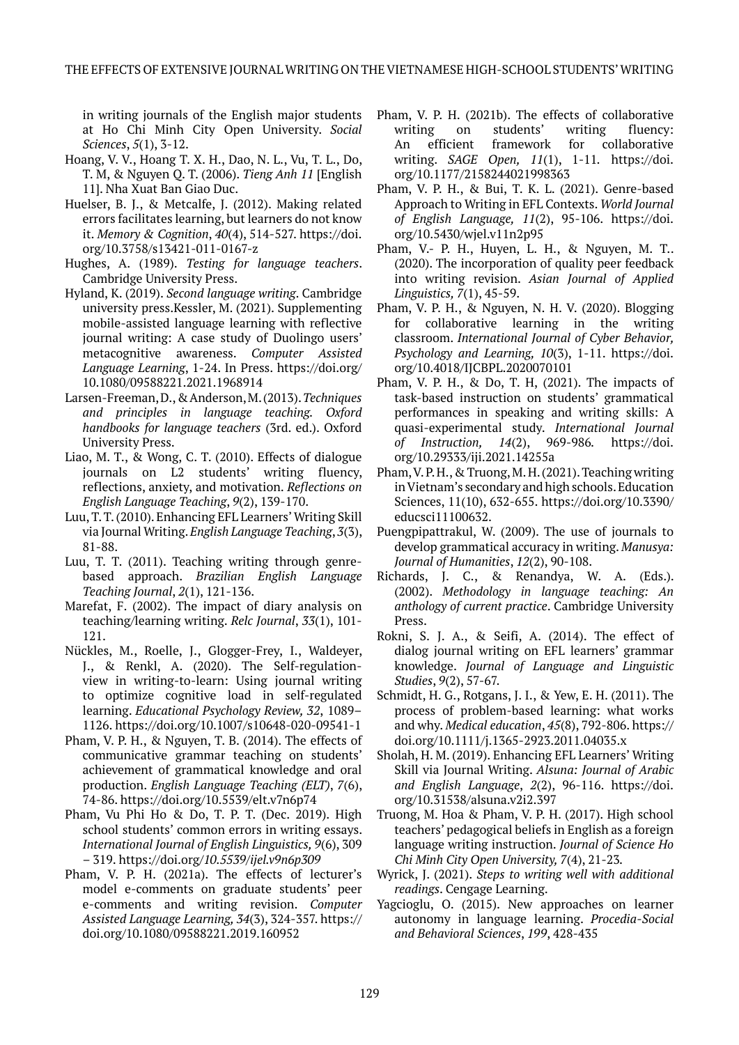in writing journals of the English major students at Ho Chi Minh City Open University. *Social Sciences*, *5*(1), 3-12.

Hoang, V. V., Hoang T. X. H., Dao, N. L., Vu, T. L., Do, T. M, & Nguyen Q. T. (2006). *Tieng Anh 11* [English 11]. Nha Xuat Ban Giao Duc.

Huelser, B. J., & Metcalfe, J. (2012). Making related errors facilitates learning, but learners do not know it. *Memory & Cognition*, *40*(4), 514-527. https://doi.org/10.3758/s13421-011-0167-z

Hughes, A. (1989). *Testing for language teachers*. Cambridge University Press.

Hyland, K. (2019). *Second language writing*. Cambridge university press.Kessler, M. (2021). Supplementing mobile-assisted language learning with reflective journal writing: A case study of Duolingo users' metacognitive awareness. *Computer Assisted Language Learning*, 1-24. In Press. https://doi.org/10.1080/09588221.2021.1968914

Larsen-Freeman, D., & Anderson, M. (2013). *Techniques and principles in language teaching. Oxford handbooks for language teachers* (3rd. ed.). Oxford University Press.

Liao, M. T., & Wong, C. T. (2010). Effects of dialogue journals on L2 students' writing fluency, reflections, anxiety, and motivation. *Reflections on English Language Teaching*, *9*(2), 139-170.

Luu, T. T. (2010). Enhancing EFL Learners' Writing Skill via Journal Writing. *English Language Teaching*, *3*(3), 81-88.

Luu, T. T. (2011). Teaching writing through genre-based approach. *Brazilian English Language Teaching Journal*, *2*(1), 121-136.

Marefat, F. (2002). The impact of diary analysis on teaching/learning writing. *Relc Journal*, *33*(1), 101-121.

Nückles, M., Roelle, J., Glogger-Frey, I., Waldeyer, J., & Renkl, A. (2020). The Self-regulation-view in writing-to-learn: Using journal writing to optimize cognitive load in self-regulated learning. *Educational Psychology Review, 32*, 1089–1126. https://doi.org/10.1007/s10648-020-09541-1

Pham, V. P. H., & Nguyen, T. B. (2014). The effects of communicative grammar teaching on students' achievement of grammatical knowledge and oral production. *English Language Teaching (ELT)*, *7*(6), 74-86. https://doi.org/10.5539/elt.v7n6p74

Pham, Vu Phi Ho & Do, T. P. T. (Dec. 2019). High school students' common errors in writing essays. *International Journal of English Linguistics, 9*(6), 309 – 319. https://doi.org/*10.5539/ijel.v9n6p309*

Pham, V. P. H. (2021a). The effects of lecturer's model e-comments on graduate students' peer e-comments and writing revision. *Computer Assisted Language Learning, 34*(3), 324-357. https://doi.org/10.1080/09588221.2019.160952

Pham, V. P. H. (2021b). The effects of collaborative writing on students' writing fluency: An efficient framework for collaborative writing. *SAGE Open, 11*(1), 1-11. https://doi.org/10.1177/2158244021998363

Pham, V. P. H., & Bui, T. K. L. (2021). Genre-based Approach to Writing in EFL Contexts. *World Journal of English Language, 11*(2), 95-106. https://doi.org/10.5430/wjel.v11n2p95

Pham, V.- P. H., Huyen, L. H., & Nguyen, M. T.. (2020). The incorporation of quality peer feedback into writing revision. *Asian Journal of Applied Linguistics, 7*(1), 45-59.

Pham, V. P. H., & Nguyen, N. H. V. (2020). Blogging for collaborative learning in the writing classroom. *International Journal of Cyber Behavior, Psychology and Learning, 10*(3), 1-11. https://doi.org/10.4018/IJCBPL.2020070101

Pham, V. P. H., & Do, T. H, (2021). The impacts of task-based instruction on students' grammatical performances in speaking and writing skills: A quasi-experimental study. *International Journal of Instruction, 14*(2), 969-986. https://doi.org/10.29333/iji.2021.14255a

Pham, V. P. H., & Truong, M. H. (2021). Teaching writing in Vietnam's secondary and high schools. Education Sciences, 11(10), 632-655. https://doi.org/10.3390/educsci11100632.

Puengpipattrakul, W. (2009). The use of journals to develop grammatical accuracy in writing. *Manusya: Journal of Humanities*, *12*(2), 90-108.

Richards, J. C., & Renandya, W. A. (Eds.). (2002). *Methodology in language teaching: An anthology of current practice*. Cambridge University Press.

Rokni, S. J. A., & Seifi, A. (2014). The effect of dialog journal writing on EFL learners' grammar knowledge. *Journal of Language and Linguistic Studies*, *9*(2), 57-67.

Schmidt, H. G., Rotgans, J. I., & Yew, E. H. (2011). The process of problem-based learning: what works and why. *Medical education*, *45*(8), 792-806. https://doi.org/10.1111/j.1365-2923.2011.04035.x

Sholah, H. M. (2019). Enhancing EFL Learners' Writing Skill via Journal Writing. *Alsuna: Journal of Arabic and English Language*, *2*(2), 96-116. https://doi.org/10.31538/alsuna.v2i2.397

Truong, M. Hoa & Pham, V. P. H. (2017). High school teachers' pedagogical beliefs in English as a foreign language writing instruction. *Journal of Science Ho Chi Minh City Open University, 7*(4), 21-23.

Wyrick, J. (2021). *Steps to writing well with additional readings*. Cengage Learning.

Yagcioglu, O. (2015). New approaches on learner autonomy in language learning. *Procedia-Social and Behavioral Sciences*, *199*, 428-435